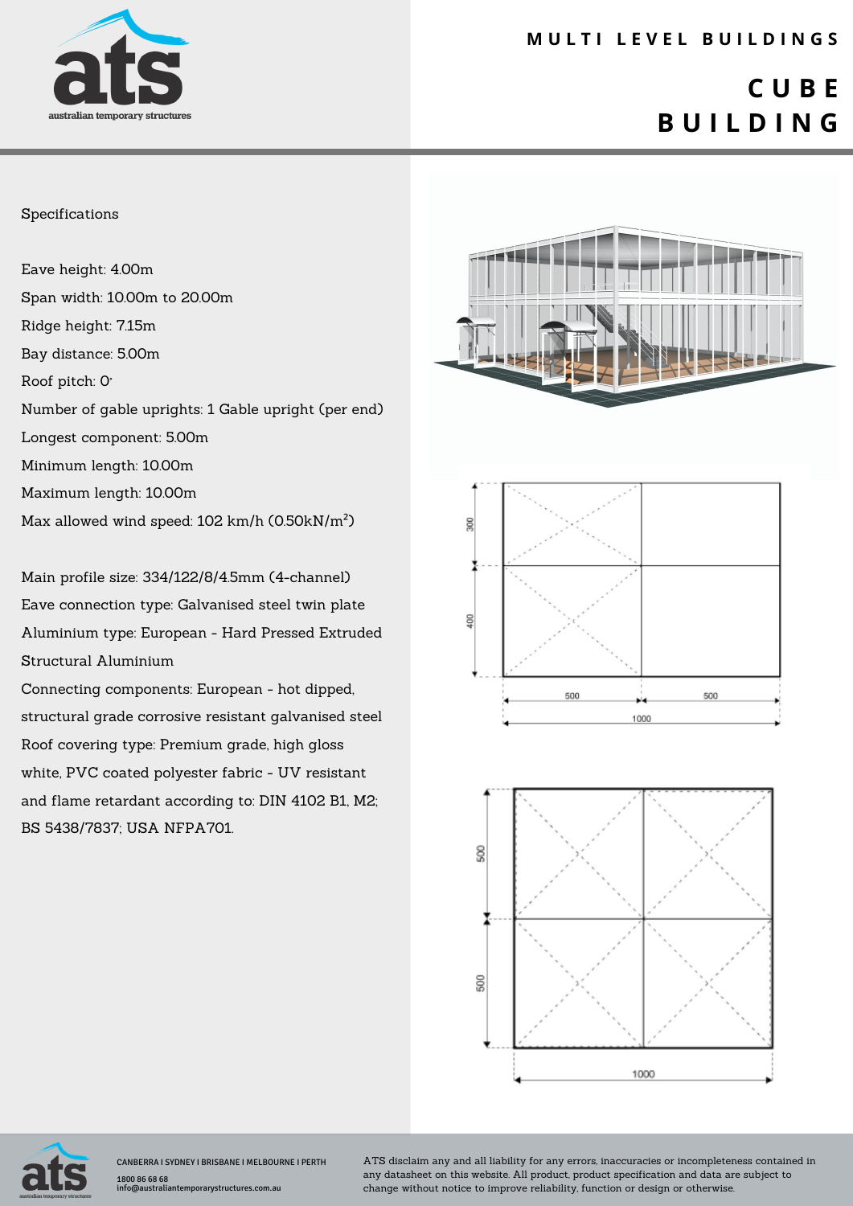# MULTI LEVEL BUILDINGS

# CUBE BUILDING

Specifications

Eave height: 4.00m

Span width: 10.00m to 20.00m

Ridge height: 7.15m

Bay distance: 5.00m

Roof pitch: 0°

Number of gable uprights: 1 Gable upright (per end)

Longest component: 5.00m

Minimum length: 10.00m

Maximum length: 10.00m

Max allowed wind speed: 102 km/h (0.50kN/m²)

Main profile size: 334/122/8/4.5mm (4-channel)

Eave connection type: Galvanised steel twin plate

Aluminium type: European - Hard Pressed Extruded Structural Aluminium

Connecting components: European - hot dipped, structural grade corrosive resistant galvanised steel

Roof covering type: Premium grade, high gloss white, PVC coated polyester fabric - UV resistant and flame retardant according to: DIN 4102 B1, M2; BS 5438/7837; USA NFPA701.

300

400

500

500

1000

500

500

1000

CANBERRA I SYDNEY I BRISBANE I MELBOURNE I PERTH

1800 86 68 68

info@australiantemporarystructures.com.au

ATS disclaim any and all liability for any errors, inaccuracies or incompleteness contained in any datasheet on this website. All product, product specification and data are subject to change without notice to improve reliability, function or design or otherwise.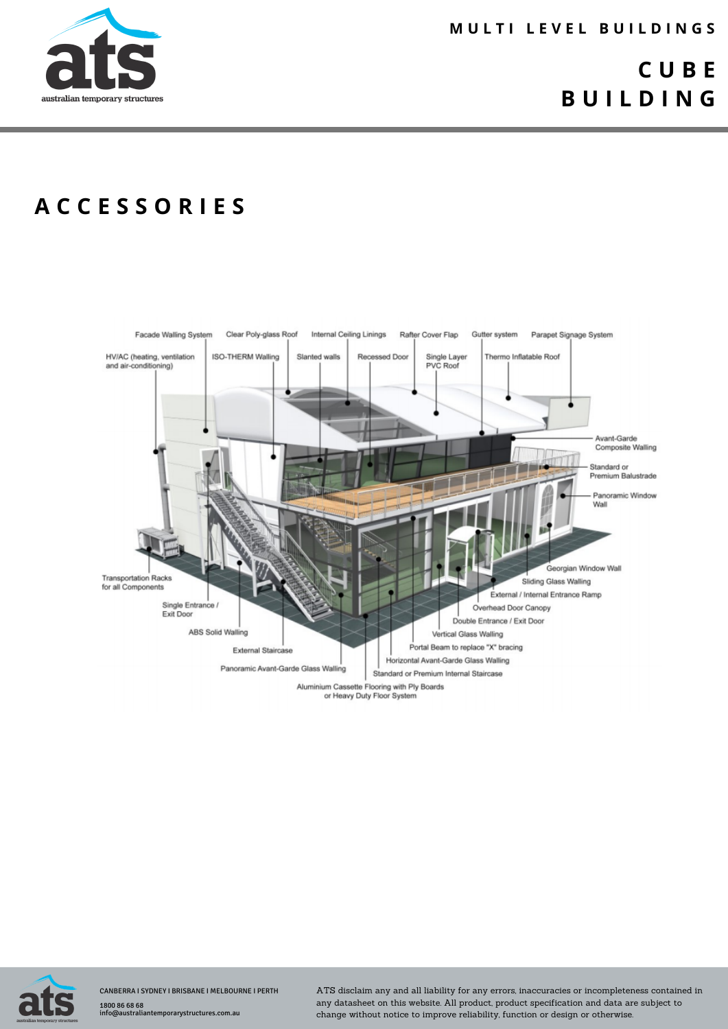# ACCESSORIES

Facade Walling System
Clear Poly-glass Roof
Internal Ceiling Linings
Rafter Cover Flap
Gutter system
Parapet Signage System
HV/AC (heating, ventilation and air-conditioning)
ISO-THERM Walling
Slanted walls
Recessed Door
Single Layer PVC Roof
Thermo Inflatable Roof
Avant-Garde Composite Walling
Standard or Premium Balustrade
Panoramic Window Wall
Georgian Window Wall
Sliding Glass Walling
External / Internal Entrance Ramp
Overhead Door Canopy
Double Entrance / Exit Door
Vertical Glass Walling
Portal Beam to replace "X" bracing
Horizontal Avant-Garde Glass Walling
Standard or Premium Internal Staircase
Aluminium Cassette Flooring with Ply Boards or Heavy Duty Floor System
Panoramic Avant-Garde Glass Walling
External Staircase
ABS Solid Walling
Single Entrance / Exit Door
Transportation Racks for all Components

CANBERRA I SYDNEY I BRISBANE I MELBOURNE I PERTH
1800 86 68 68
info@australiantemporarystructures.com.au

ATS disclaim any and all liability for any errors, inaccuracies or incompleteness contained in any datasheet on this website. All product, product specification and data are subject to change without notice to improve reliability, function or design or otherwise.